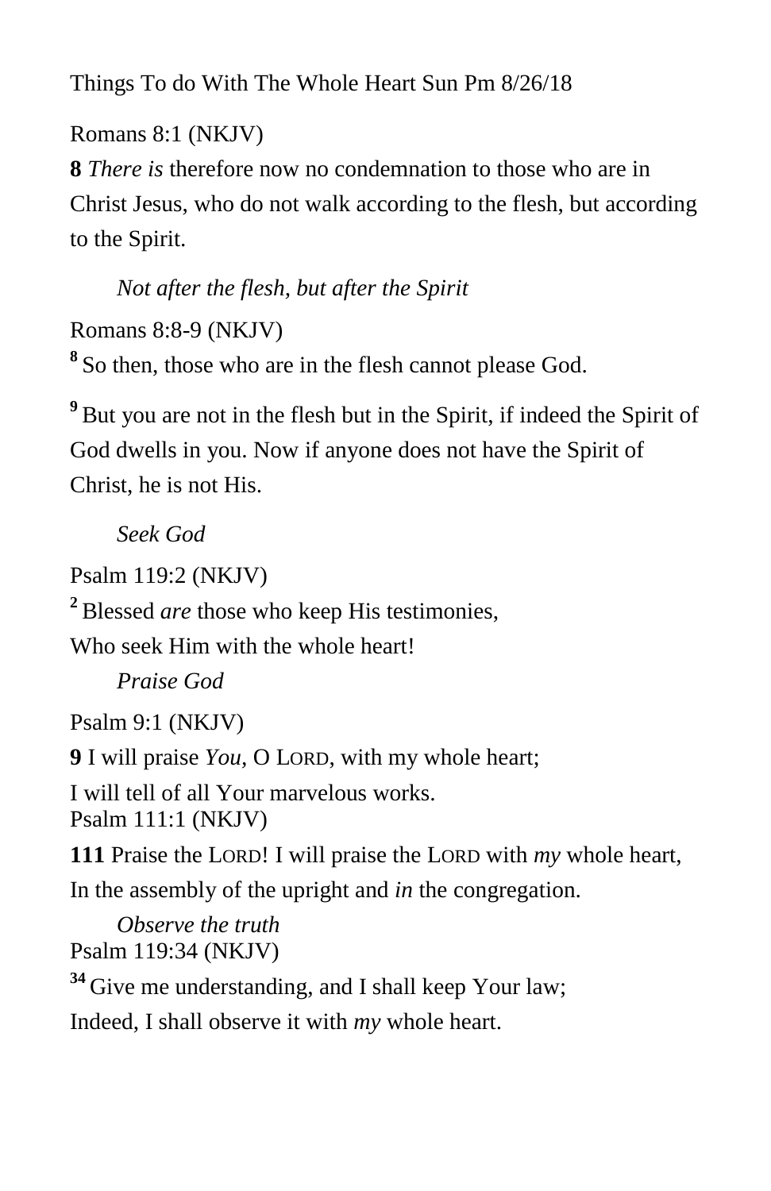Things To do With The Whole Heart Sun Pm 8/26/18

Romans 8:1 (NKJV)

**8** *There is* therefore now no condemnation to those who are in Christ Jesus, who do not walk according to the flesh, but according to the Spirit.

*Not after the flesh, but after the Spirit*

Romans 8:8-9 (NKJV)

**8** So then, those who are in the flesh cannot please God.

**9** But you are not in the flesh but in the Spirit, if indeed the Spirit of God dwells in you. Now if anyone does not have the Spirit of Christ, he is not His.

*Seek God*

Psalm 119:2 (NKJV)

**2** Blessed *are* those who keep His testimonies,  
Who seek Him with the whole heart!

*Praise God*

Psalm 9:1 (NKJV)

**9** I will praise *You*, O LORD, with my whole heart;  
I will tell of all Your marvelous works.

Psalm 111:1 (NKJV)

**111** Praise the LORD! I will praise the LORD with *my* whole heart,  
In the assembly of the upright and *in* the congregation.

*Observe the truth*

Psalm 119:34 (NKJV)

**34** Give me understanding, and I shall keep Your law;  
Indeed, I shall observe it with *my* whole heart.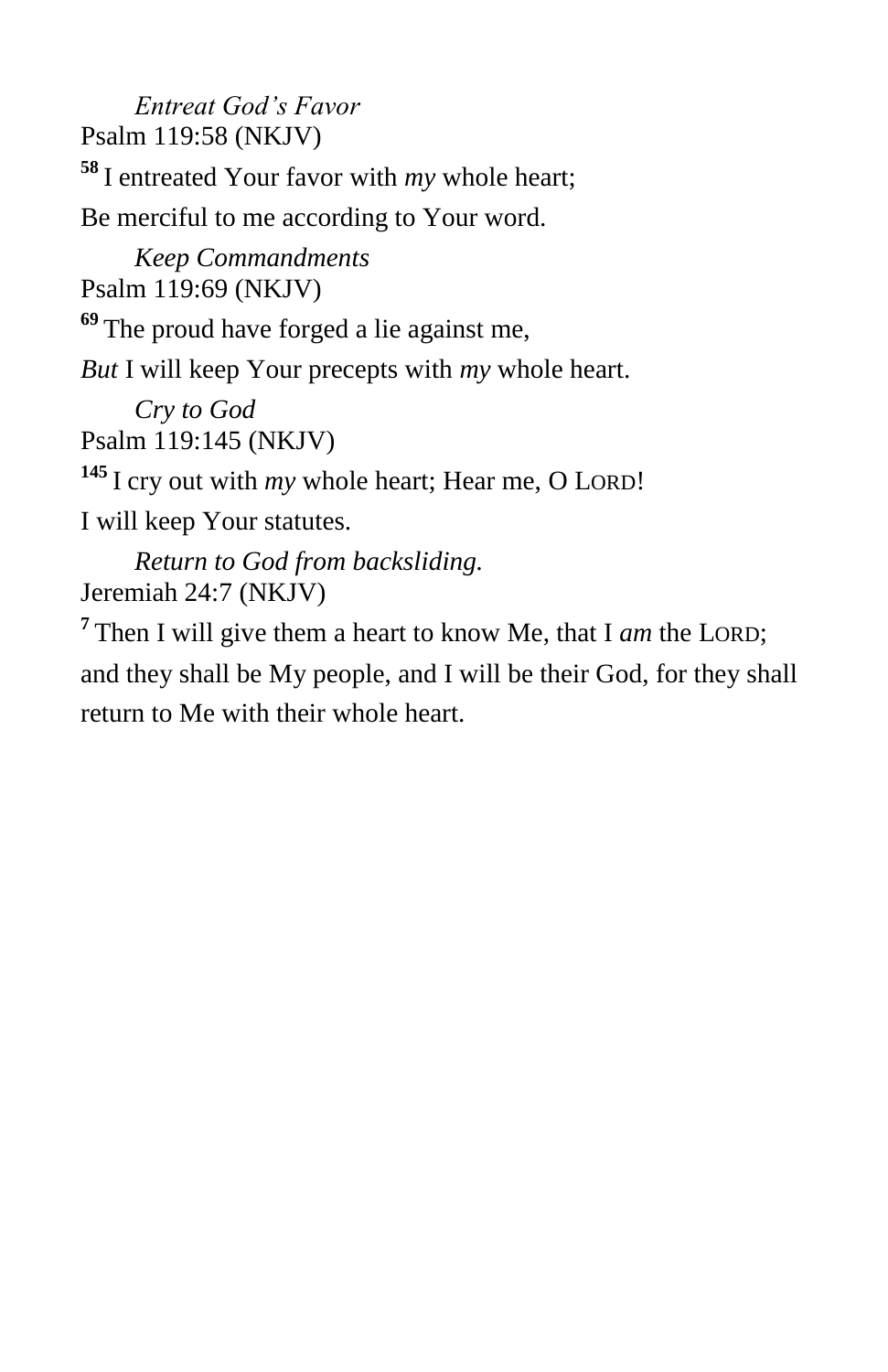*Entreat God's Favor*

Psalm 119:58 (NKJV)

[58] I entreated Your favor with *my* whole heart;

Be merciful to me according to Your word.

*Keep Commandments*

Psalm 119:69 (NKJV)

[69] The proud have forged a lie against me,

*But* I will keep Your precepts with *my* whole heart.

*Cry to God*

Psalm 119:145 (NKJV)

[145] I cry out with *my* whole heart; Hear me, O LORD!

I will keep Your statutes.

*Return to God from backsliding.*

Jeremiah 24:7 (NKJV)

[7] Then I will give them a heart to know Me, that I *am* the LORD; and they shall be My people, and I will be their God, for they shall return to Me with their whole heart.